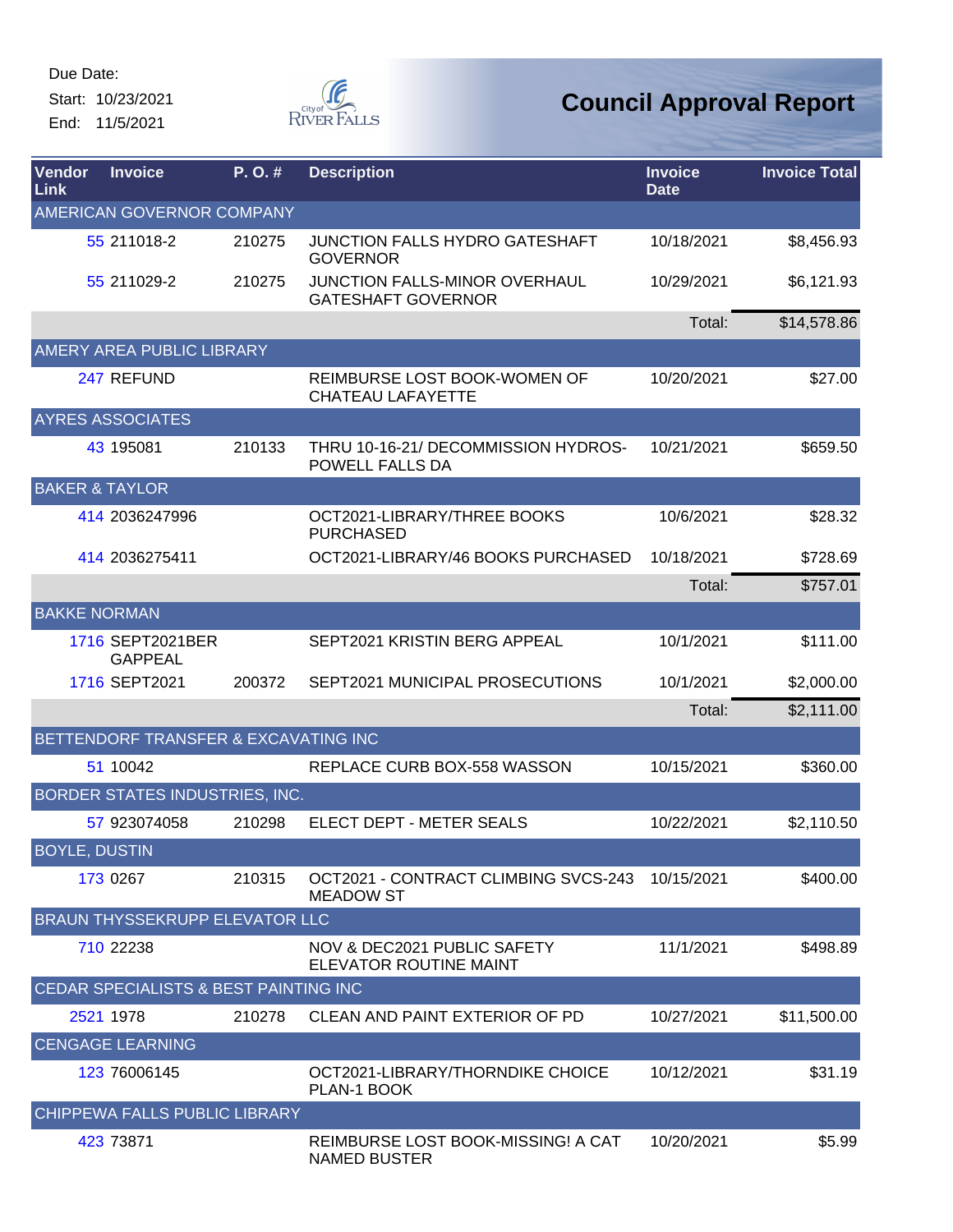Due Date:

Start: 10/23/2021

End: 11/5/2021

# Council Approval Report

| Vendor Link | Invoice | P. O. # | Description | Invoice Date | Invoice Total |
|---|---|---|---|---|---|
| AMERICAN GOVERNOR COMPANY | | | | | |
| 55 | 211018-2 | 210275 | JUNCTION FALLS HYDRO GATESHAFT GOVERNOR | 10/18/2021 | $8,456.93 |
| 55 | 211029-2 | 210275 | JUNCTION FALLS-MINOR OVERHAUL GATESHAFT GOVERNOR | 10/29/2021 | $6,121.93 |
| | | | | Total: | $14,578.86 |
| AMERY AREA PUBLIC LIBRARY | | | | | |
| 247 | REFUND | | REIMBURSE LOST BOOK-WOMEN OF CHATEAU LAFAYETTE | 10/20/2021 | $27.00 |
| AYRES ASSOCIATES | | | | | |
| 43 | 195081 | 210133 | THRU 10-16-21/ DECOMMISSION HYDROS-POWELL FALLS DA | 10/21/2021 | $659.50 |
| BAKER & TAYLOR | | | | | |
| 414 | 2036247996 | | OCT2021-LIBRARY/THREE BOOKS PURCHASED | 10/6/2021 | $28.32 |
| 414 | 2036275411 | | OCT2021-LIBRARY/46 BOOKS PURCHASED | 10/18/2021 | $728.69 |
| | | | | Total: | $757.01 |
| BAKKE NORMAN | | | | | |
| 1716 | SEPT2021BERGAPPEAL | | SEPT2021 KRISTIN BERG APPEAL | 10/1/2021 | $111.00 |
| 1716 | SEPT2021 | 200372 | SEPT2021 MUNICIPAL PROSECUTIONS | 10/1/2021 | $2,000.00 |
| | | | | Total: | $2,111.00 |
| BETTENDORF TRANSFER & EXCAVATING INC | | | | | |
| 51 | 10042 | | REPLACE CURB BOX-558 WASSON | 10/15/2021 | $360.00 |
| BORDER STATES INDUSTRIES, INC. | | | | | |
| 57 | 923074058 | 210298 | ELECT DEPT - METER SEALS | 10/22/2021 | $2,110.50 |
| BOYLE, DUSTIN | | | | | |
| 173 | 0267 | 210315 | OCT2021 - CONTRACT CLIMBING SVCS-243 MEADOW ST | 10/15/2021 | $400.00 |
| BRAUN THYSSEKRUPP ELEVATOR LLC | | | | | |
| 710 | 22238 | | NOV & DEC2021 PUBLIC SAFETY ELEVATOR ROUTINE MAINT | 11/1/2021 | $498.89 |
| CEDAR SPECIALISTS & BEST PAINTING INC | | | | | |
| 2521 | 1978 | 210278 | CLEAN AND PAINT EXTERIOR OF PD | 10/27/2021 | $11,500.00 |
| CENGAGE LEARNING | | | | | |
| 123 | 76006145 | | OCT2021-LIBRARY/THORNDIKE CHOICE PLAN-1 BOOK | 10/12/2021 | $31.19 |
| CHIPPEWA FALLS PUBLIC LIBRARY | | | | | |
| 423 | 73871 | | REIMBURSE LOST BOOK-MISSING! A CAT NAMED BUSTER | 10/20/2021 | $5.99 |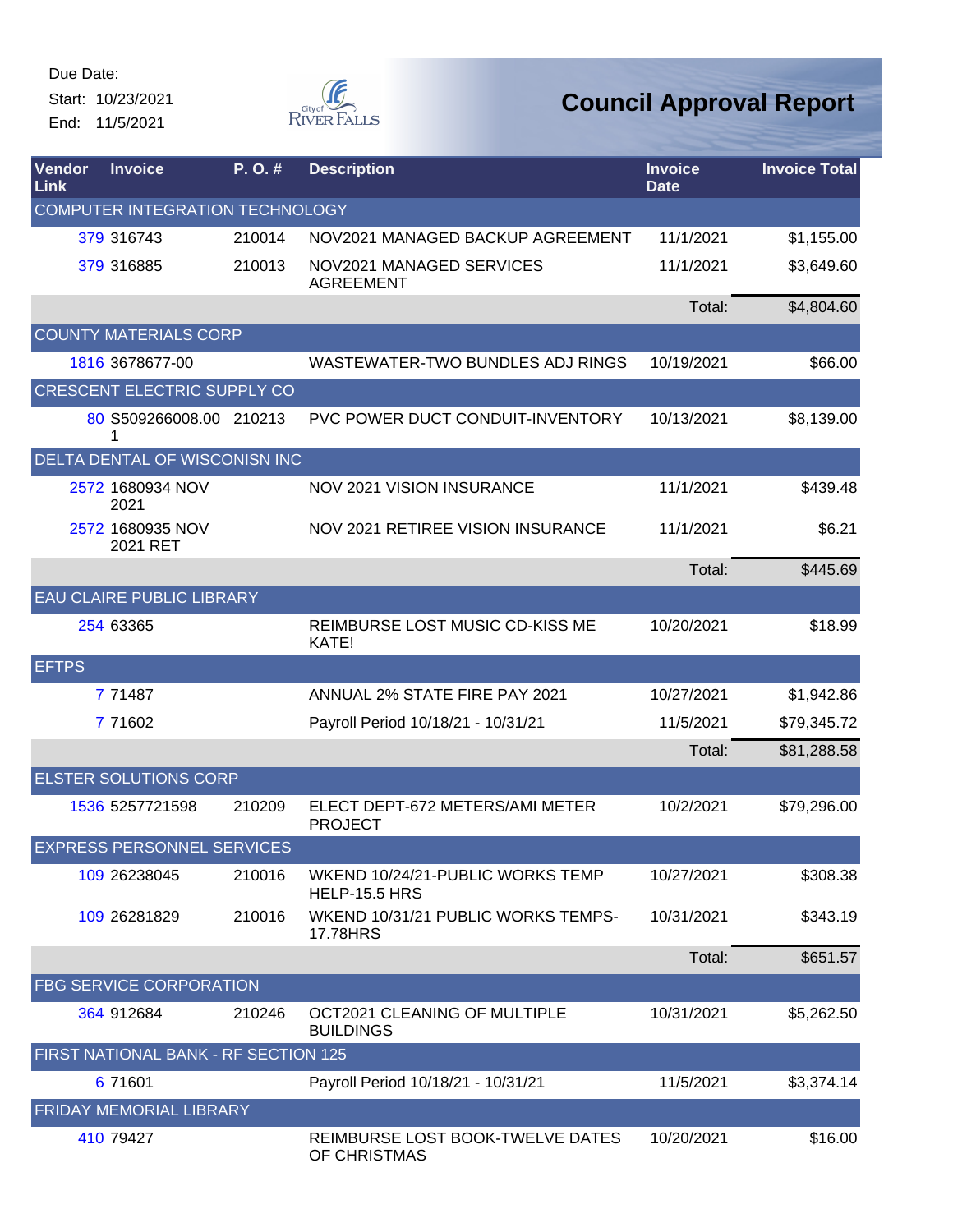Due Date:

Start: 10/23/2021

End: 11/5/2021

# Council Approval Report

| Vendor Link | Invoice | P. O. # | Description | Invoice Date | Invoice Total |
|---|---|---|---|---|---|
| COMPUTER INTEGRATION TECHNOLOGY | | | | | |
| 379 | 316743 | 210014 | NOV2021 MANAGED BACKUP AGREEMENT | 11/1/2021 | $1,155.00 |
| 379 | 316885 | 210013 | NOV2021 MANAGED SERVICES AGREEMENT | 11/1/2021 | $3,649.60 |
| | | | | Total: | $4,804.60 |
| COUNTY MATERIALS CORP | | | | | |
| 1816 | 3678677-00 | | WASTEWATER-TWO BUNDLES ADJ RINGS | 10/19/2021 | $66.00 |
| CRESCENT ELECTRIC SUPPLY CO | | | | | |
| 80 | S509266008.001 | 210213 | PVC POWER DUCT CONDUIT-INVENTORY | 10/13/2021 | $8,139.00 |
| DELTA DENTAL OF WISCONISN INC | | | | | |
| 2572 | 1680934 NOV 2021 | | NOV 2021 VISION INSURANCE | 11/1/2021 | $439.48 |
| 2572 | 1680935 NOV 2021 RET | | NOV 2021 RETIREE VISION INSURANCE | 11/1/2021 | $6.21 |
| | | | | Total: | $445.69 |
| EAU CLAIRE PUBLIC LIBRARY | | | | | |
| 254 | 63365 | | REIMBURSE LOST MUSIC CD-KISS ME KATE! | 10/20/2021 | $18.99 |
| EFTPS | | | | | |
| 7 | 71487 | | ANNUAL 2% STATE FIRE PAY 2021 | 10/27/2021 | $1,942.86 |
| 7 | 71602 | | Payroll Period 10/18/21 - 10/31/21 | 11/5/2021 | $79,345.72 |
| | | | | Total: | $81,288.58 |
| ELSTER SOLUTIONS CORP | | | | | |
| 1536 | 5257721598 | 210209 | ELECT DEPT-672 METERS/AMI METER PROJECT | 10/2/2021 | $79,296.00 |
| EXPRESS PERSONNEL SERVICES | | | | | |
| 109 | 26238045 | 210016 | WKEND 10/24/21-PUBLIC WORKS TEMP HELP-15.5 HRS | 10/27/2021 | $308.38 |
| 109 | 26281829 | 210016 | WKEND 10/31/21 PUBLIC WORKS TEMPS-17.78HRS | 10/31/2021 | $343.19 |
| | | | | Total: | $651.57 |
| FBG SERVICE CORPORATION | | | | | |
| 364 | 912684 | 210246 | OCT2021 CLEANING OF MULTIPLE BUILDINGS | 10/31/2021 | $5,262.50 |
| FIRST NATIONAL BANK - RF SECTION 125 | | | | | |
| 6 | 71601 | | Payroll Period 10/18/21 - 10/31/21 | 11/5/2021 | $3,374.14 |
| FRIDAY MEMORIAL LIBRARY | | | | | |
| 410 | 79427 | | REIMBURSE LOST BOOK-TWELVE DATES OF CHRISTMAS | 10/20/2021 | $16.00 |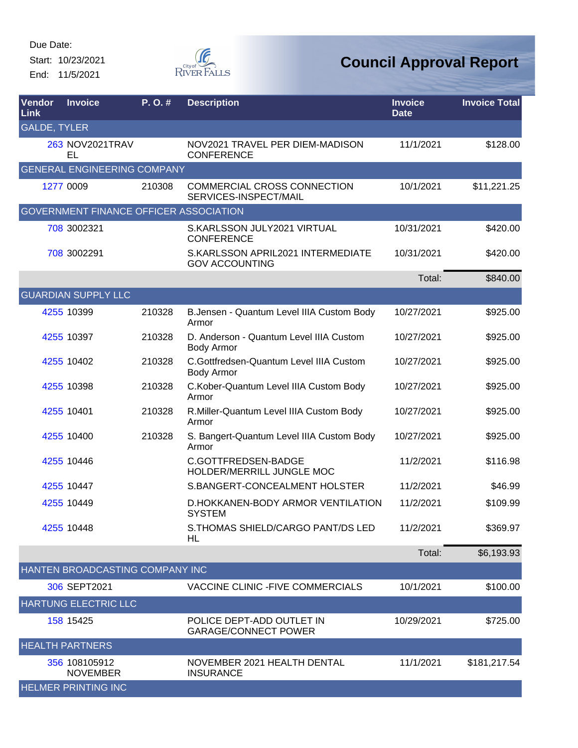Due Date:

Start: 10/23/2021

End: 11/5/2021

# Council Approval Report

| Vendor Link | Invoice | P. O. # | Description | Invoice Date | Invoice Total |
|---|---|---|---|---|---|
| GALDE, TYLER | | | | | |
| 263 | NOV2021TRAVEL | | NOV2021 TRAVEL PER DIEM-MADISON CONFERENCE | 11/1/2021 | $128.00 |
| GENERAL ENGINEERING COMPANY | | | | | |
| 1277 | 0009 | 210308 | COMMERCIAL CROSS CONNECTION SERVICES-INSPECT/MAIL | 10/1/2021 | $11,221.25 |
| GOVERNMENT FINANCE OFFICER ASSOCIATION | | | | | |
| 708 | 3002321 | | S.KARLSSON JULY2021 VIRTUAL CONFERENCE | 10/31/2021 | $420.00 |
| 708 | 3002291 | | S.KARLSSON APRIL2021 INTERMEDIATE GOV ACCOUNTING | 10/31/2021 | $420.00 |
| | | | | Total: | $840.00 |
| GUARDIAN SUPPLY LLC | | | | | |
| 4255 | 10399 | 210328 | B.Jensen - Quantum Level IIIA Custom Body Armor | 10/27/2021 | $925.00 |
| 4255 | 10397 | 210328 | D. Anderson - Quantum Level IIIA Custom Body Armor | 10/27/2021 | $925.00 |
| 4255 | 10402 | 210328 | C.Gottfredsen-Quantum Level IIIA Custom Body Armor | 10/27/2021 | $925.00 |
| 4255 | 10398 | 210328 | C.Kober-Quantum Level IIIA Custom Body Armor | 10/27/2021 | $925.00 |
| 4255 | 10401 | 210328 | R.Miller-Quantum Level IIIA Custom Body Armor | 10/27/2021 | $925.00 |
| 4255 | 10400 | 210328 | S. Bangert-Quantum Level IIIA Custom Body Armor | 10/27/2021 | $925.00 |
| 4255 | 10446 | | C.GOTTFREDSEN-BADGE HOLDER/MERRILL JUNGLE MOC | 11/2/2021 | $116.98 |
| 4255 | 10447 | | S.BANGERT-CONCEALMENT HOLSTER | 11/2/2021 | $46.99 |
| 4255 | 10449 | | D.HOKKANEN-BODY ARMOR VENTILATION SYSTEM | 11/2/2021 | $109.99 |
| 4255 | 10448 | | S.THOMAS SHIELD/CARGO PANT/DS LED HL | 11/2/2021 | $369.97 |
| | | | | Total: | $6,193.93 |
| HANTEN BROADCASTING COMPANY INC | | | | | |
| 306 | SEPT2021 | | VACCINE CLINIC -FIVE COMMERCIALS | 10/1/2021 | $100.00 |
| HARTUNG ELECTRIC LLC | | | | | |
| 158 | 15425 | | POLICE DEPT-ADD OUTLET IN GARAGE/CONNECT POWER | 10/29/2021 | $725.00 |
| HEALTH PARTNERS | | | | | |
| 356 | 108105912 NOVEMBER | | NOVEMBER 2021 HEALTH DENTAL INSURANCE | 11/1/2021 | $181,217.54 |
| HELMER PRINTING INC | | | | | |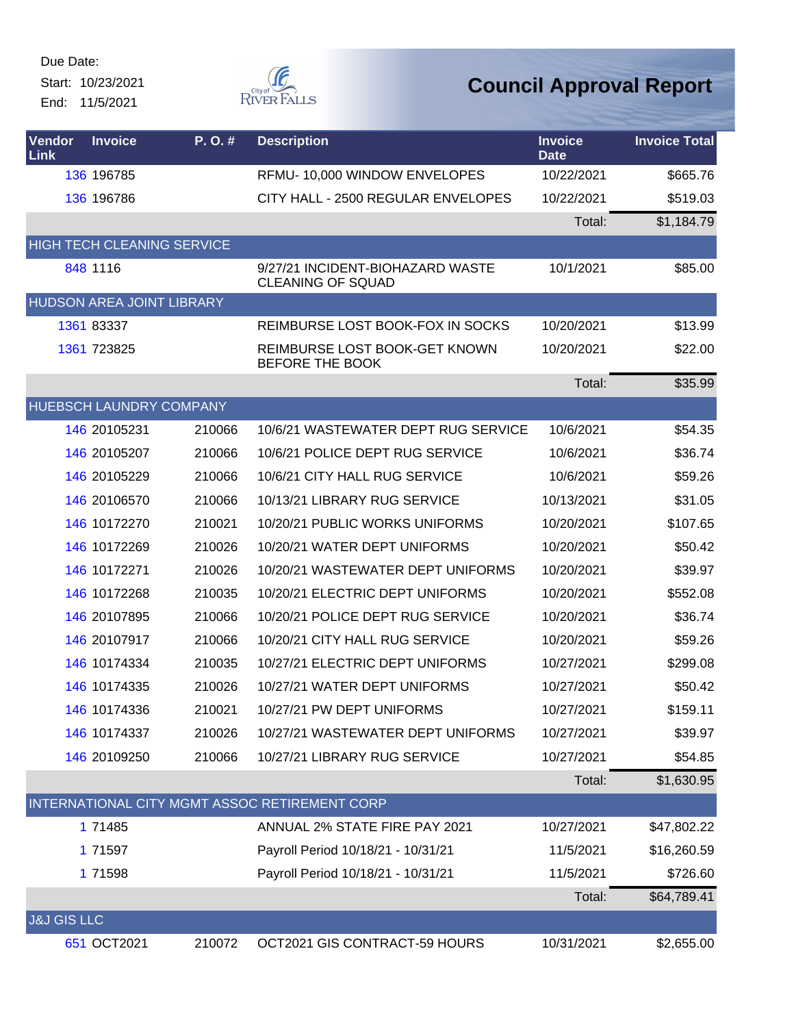Due Date:

Start: 10/23/2021

End: 11/5/2021

# Council Approval Report

| Vendor Link | Invoice | P. O. # | Description | Invoice Date | Invoice Total |
|---|---|---|---|---|---|
| 136 | 196785 | | RFMU- 10,000 WINDOW ENVELOPES | 10/22/2021 | $665.76 |
| 136 | 196786 | | CITY HALL - 2500 REGULAR ENVELOPES | 10/22/2021 | $519.03 |
| | | | | Total: | $1,184.79 |
| HIGH TECH CLEANING SERVICE | | | | | |
| 848 | 1116 | | 9/27/21 INCIDENT-BIOHAZARD WASTE CLEANING OF SQUAD | 10/1/2021 | $85.00 |
| HUDSON AREA JOINT LIBRARY | | | | | |
| 1361 | 83337 | | REIMBURSE LOST BOOK-FOX IN SOCKS | 10/20/2021 | $13.99 |
| 1361 | 723825 | | REIMBURSE LOST BOOK-GET KNOWN BEFORE THE BOOK | 10/20/2021 | $22.00 |
| | | | | Total: | $35.99 |
| HUEBSCH LAUNDRY COMPANY | | | | | |
| 146 | 20105231 | 210066 | 10/6/21 WASTEWATER DEPT RUG SERVICE | 10/6/2021 | $54.35 |
| 146 | 20105207 | 210066 | 10/6/21 POLICE DEPT RUG SERVICE | 10/6/2021 | $36.74 |
| 146 | 20105229 | 210066 | 10/6/21 CITY HALL RUG SERVICE | 10/6/2021 | $59.26 |
| 146 | 20106570 | 210066 | 10/13/21 LIBRARY RUG SERVICE | 10/13/2021 | $31.05 |
| 146 | 10172270 | 210021 | 10/20/21 PUBLIC WORKS UNIFORMS | 10/20/2021 | $107.65 |
| 146 | 10172269 | 210026 | 10/20/21 WATER DEPT UNIFORMS | 10/20/2021 | $50.42 |
| 146 | 10172271 | 210026 | 10/20/21 WASTEWATER DEPT UNIFORMS | 10/20/2021 | $39.97 |
| 146 | 10172268 | 210035 | 10/20/21 ELECTRIC DEPT UNIFORMS | 10/20/2021 | $552.08 |
| 146 | 20107895 | 210066 | 10/20/21 POLICE DEPT RUG SERVICE | 10/20/2021 | $36.74 |
| 146 | 20107917 | 210066 | 10/20/21 CITY HALL RUG SERVICE | 10/20/2021 | $59.26 |
| 146 | 10174334 | 210035 | 10/27/21 ELECTRIC DEPT UNIFORMS | 10/27/2021 | $299.08 |
| 146 | 10174335 | 210026 | 10/27/21 WATER DEPT UNIFORMS | 10/27/2021 | $50.42 |
| 146 | 10174336 | 210021 | 10/27/21 PW DEPT UNIFORMS | 10/27/2021 | $159.11 |
| 146 | 10174337 | 210026 | 10/27/21 WASTEWATER DEPT UNIFORMS | 10/27/2021 | $39.97 |
| 146 | 20109250 | 210066 | 10/27/21 LIBRARY RUG SERVICE | 10/27/2021 | $54.85 |
| | | | | Total: | $1,630.95 |
| INTERNATIONAL CITY MGMT ASSOC RETIREMENT CORP | | | | | |
| 1 | 71485 | | ANNUAL 2% STATE FIRE PAY 2021 | 10/27/2021 | $47,802.22 |
| 1 | 71597 | | Payroll Period 10/18/21 - 10/31/21 | 11/5/2021 | $16,260.59 |
| 1 | 71598 | | Payroll Period 10/18/21 - 10/31/21 | 11/5/2021 | $726.60 |
| | | | | Total: | $64,789.41 |
| J&J GIS LLC | | | | | |
| 651 | OCT2021 | 210072 | OCT2021 GIS CONTRACT-59 HOURS | 10/31/2021 | $2,655.00 |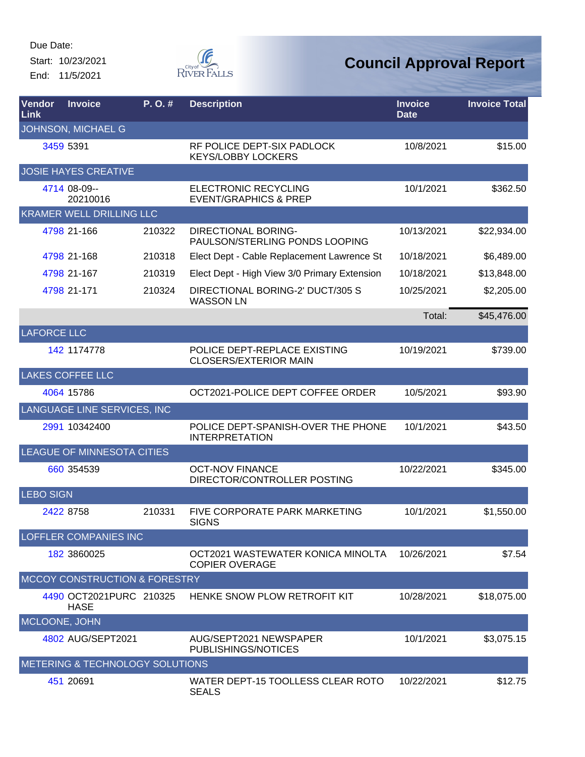Due Date:
Start: 10/23/2021
End: 11/5/2021

# Council Approval Report

| Vendor Link | Invoice | P. O. # | Description | Invoice Date | Invoice Total |
|---|---|---|---|---|---|
| JOHNSON, MICHAEL G | | | | | |
| 3459 | 5391 | | RF POLICE DEPT-SIX PADLOCK KEYS/LOBBY LOCKERS | 10/8/2021 | $15.00 |
| JOSIE HAYES CREATIVE | | | | | |
| 4714 | 08-09--20210016 | | ELECTRONIC RECYCLING EVENT/GRAPHICS & PREP | 10/1/2021 | $362.50 |
| KRAMER WELL DRILLING LLC | | | | | |
| 4798 | 21-166 | 210322 | DIRECTIONAL BORING-PAULSON/STERLING PONDS LOOPING | 10/13/2021 | $22,934.00 |
| 4798 | 21-168 | 210318 | Elect Dept - Cable Replacement Lawrence St | 10/18/2021 | $6,489.00 |
| 4798 | 21-167 | 210319 | Elect Dept - High View 3/0 Primary Extension | 10/18/2021 | $13,848.00 |
| 4798 | 21-171 | 210324 | DIRECTIONAL BORING-2' DUCT/305 S WASSON LN | 10/25/2021 | $2,205.00 |
| | | | | Total: | $45,476.00 |
| LAFORCE LLC | | | | | |
| 142 | 1174778 | | POLICE DEPT-REPLACE EXISTING CLOSERS/EXTERIOR MAIN | 10/19/2021 | $739.00 |
| LAKES COFFEE LLC | | | | | |
| 4064 | 15786 | | OCT2021-POLICE DEPT COFFEE ORDER | 10/5/2021 | $93.90 |
| LANGUAGE LINE SERVICES, INC | | | | | |
| 2991 | 10342400 | | POLICE DEPT-SPANISH-OVER THE PHONE INTERPRETATION | 10/1/2021 | $43.50 |
| LEAGUE OF MINNESOTA CITIES | | | | | |
| 660 | 354539 | | OCT-NOV FINANCE DIRECTOR/CONTROLLER POSTING | 10/22/2021 | $345.00 |
| LEBO SIGN | | | | | |
| 2422 | 8758 | 210331 | FIVE CORPORATE PARK MARKETING SIGNS | 10/1/2021 | $1,550.00 |
| LOFFLER COMPANIES INC | | | | | |
| 182 | 3860025 | | OCT2021 WASTEWATER KONICA MINOLTA COPIER OVERAGE | 10/26/2021 | $7.54 |
| MCCOY CONSTRUCTION & FORESTRY | | | | | |
| 4490 | OCT2021PURCHASE | 210325 | HENKE SNOW PLOW RETROFIT KIT | 10/28/2021 | $18,075.00 |
| MCLOONE, JOHN | | | | | |
| 4802 | AUG/SEPT2021 | | AUG/SEPT2021 NEWSPAPER PUBLISHINGS/NOTICES | 10/1/2021 | $3,075.15 |
| METERING & TECHNOLOGY SOLUTIONS | | | | | |
| 451 | 20691 | | WATER DEPT-15 TOOLLESS CLEAR ROTO SEALS | 10/22/2021 | $12.75 |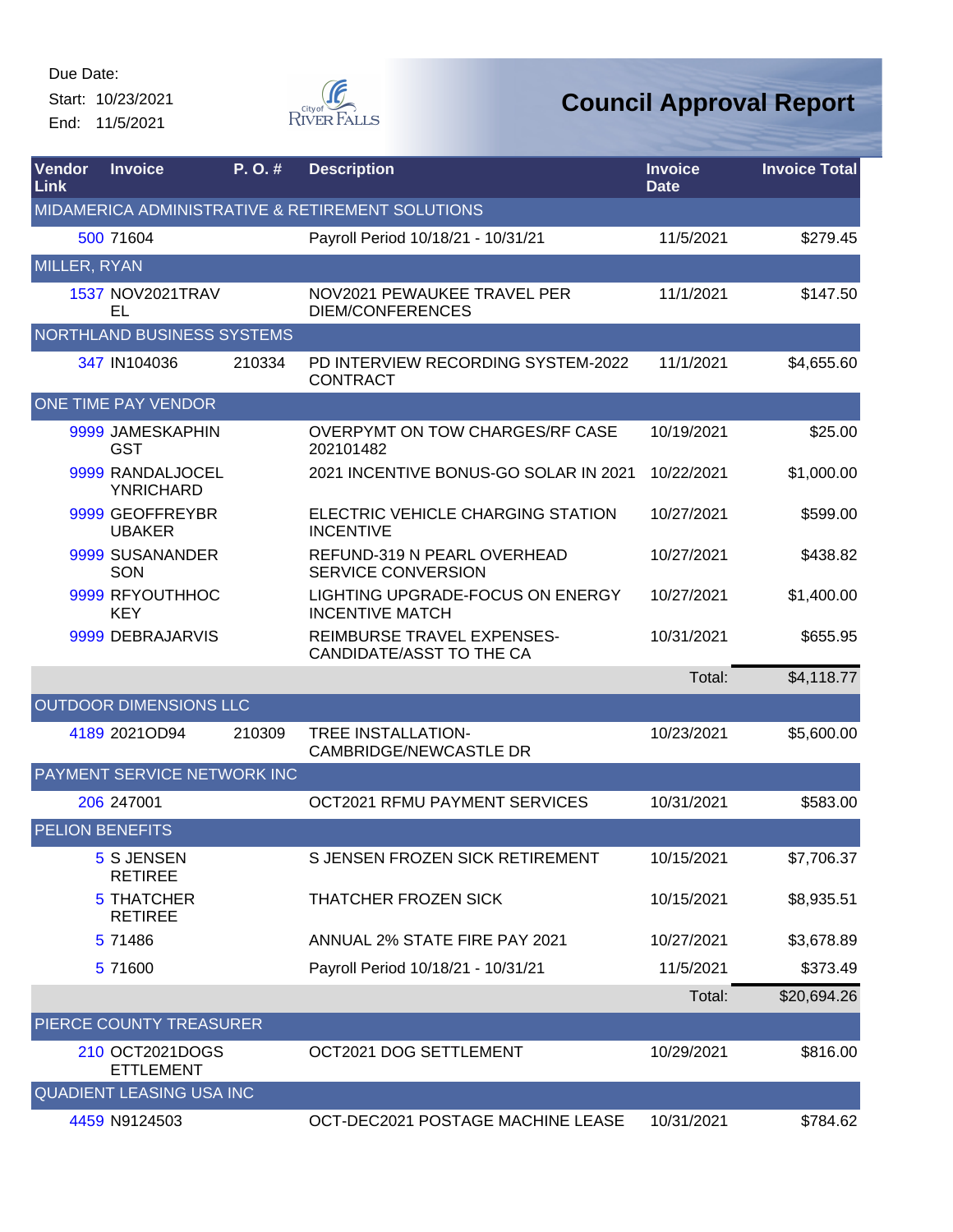Due Date:
Start: 10/23/2021
End: 11/5/2021

City of River Falls

# Council Approval Report

| Vendor Link | Invoice | P. O. # | Description | Invoice Date | Invoice Total |
|---|---|---|---|---|---|
| MIDAMERICA ADMINISTRATIVE & RETIREMENT SOLUTIONS | | | | | |
| 500 | 71604 | | Payroll Period 10/18/21 - 10/31/21 | 11/5/2021 | $279.45 |
| MILLER, RYAN | | | | | |
| 1537 | NOV2021TRAVEL | | NOV2021 PEWAUKEE TRAVEL PER DIEM/CONFERENCES | 11/1/2021 | $147.50 |
| NORTHLAND BUSINESS SYSTEMS | | | | | |
| 347 | IN104036 | 210334 | PD INTERVIEW RECORDING SYSTEM-2022 CONTRACT | 11/1/2021 | $4,655.60 |
| ONE TIME PAY VENDOR | | | | | |
| 9999 | JAMESKAPHINGST | | OVERPYMT ON TOW CHARGES/RF CASE 202101482 | 10/19/2021 | $25.00 |
| 9999 | RANDALJOCELYNRICHARD | | 2021 INCENTIVE BONUS-GO SOLAR IN 2021 | 10/22/2021 | $1,000.00 |
| 9999 | GEOFFREYBRUBAKER | | ELECTRIC VEHICLE CHARGING STATION INCENTIVE | 10/27/2021 | $599.00 |
| 9999 | SUSANANDERSON | | REFUND-319 N PEARL OVERHEAD SERVICE CONVERSION | 10/27/2021 | $438.82 |
| 9999 | RFYOUTHHOCKEY | | LIGHTING UPGRADE-FOCUS ON ENERGY INCENTIVE MATCH | 10/27/2021 | $1,400.00 |
| 9999 | DEBRAJARVIS | | REIMBURSE TRAVEL EXPENSES-CANDIDATE/ASST TO THE CA | 10/31/2021 | $655.95 |
| | | | | Total: | $4,118.77 |
| OUTDOOR DIMENSIONS LLC | | | | | |
| 4189 | 2021OD94 | 210309 | TREE INSTALLATION-CAMBRIDGE/NEWCASTLE DR | 10/23/2021 | $5,600.00 |
| PAYMENT SERVICE NETWORK INC | | | | | |
| 206 | 247001 | | OCT2021 RFMU PAYMENT SERVICES | 10/31/2021 | $583.00 |
| PELION BENEFITS | | | | | |
| 5 | S JENSEN RETIREE | | S JENSEN FROZEN SICK RETIREMENT | 10/15/2021 | $7,706.37 |
| 5 | THATCHER RETIREE | | THATCHER FROZEN SICK | 10/15/2021 | $8,935.51 |
| 5 | 71486 | | ANNUAL 2% STATE FIRE PAY 2021 | 10/27/2021 | $3,678.89 |
| 5 | 71600 | | Payroll Period 10/18/21 - 10/31/21 | 11/5/2021 | $373.49 |
| | | | | Total: | $20,694.26 |
| PIERCE COUNTY TREASURER | | | | | |
| 210 | OCT2021DOGSETTLEMENT | | OCT2021 DOG SETTLEMENT | 10/29/2021 | $816.00 |
| QUADIENT LEASING USA INC | | | | | |
| 4459 | N9124503 | | OCT-DEC2021 POSTAGE MACHINE LEASE | 10/31/2021 | $784.62 |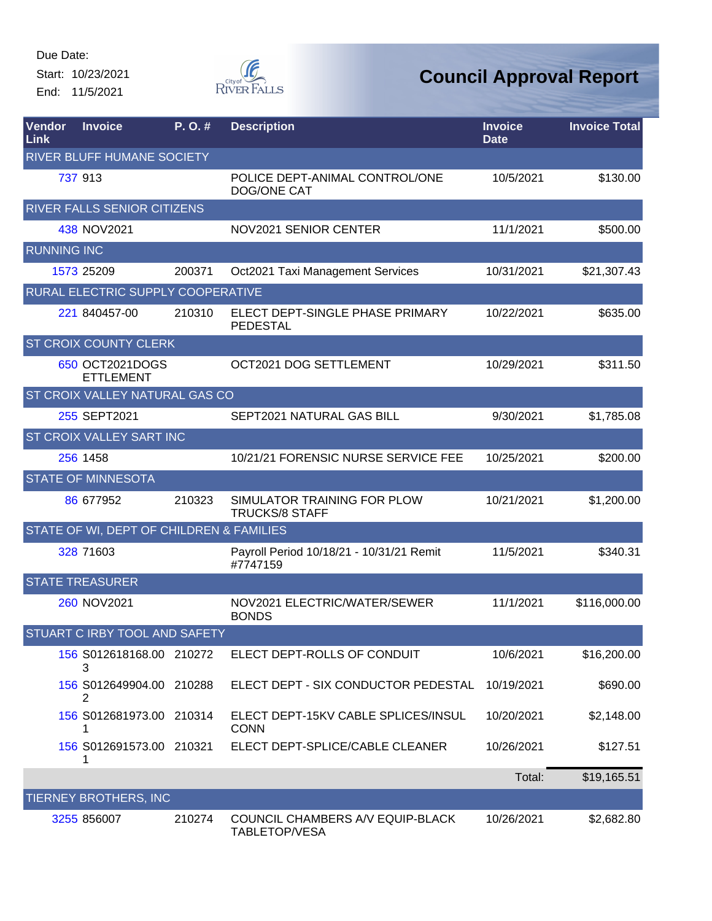Due Date:
Start: 10/23/2021
End: 11/5/2021

# Council Approval Report

| Vendor Link | Invoice | P. O. # | Description | Invoice Date | Invoice Total |
|---|---|---|---|---|---|
| RIVER BLUFF HUMANE SOCIETY | | | | | |
| 737 | 913 | | POLICE DEPT-ANIMAL CONTROL/ONE DOG/ONE CAT | 10/5/2021 | $130.00 |
| RIVER FALLS SENIOR CITIZENS | | | | | |
| 438 | NOV2021 | | NOV2021 SENIOR CENTER | 11/1/2021 | $500.00 |
| RUNNING INC | | | | | |
| 1573 | 25209 | 200371 | Oct2021 Taxi Management Services | 10/31/2021 | $21,307.43 |
| RURAL ELECTRIC SUPPLY COOPERATIVE | | | | | |
| 221 | 840457-00 | 210310 | ELECT DEPT-SINGLE PHASE PRIMARY PEDESTAL | 10/22/2021 | $635.00 |
| ST CROIX COUNTY CLERK | | | | | |
| 650 | OCT2021DOGSETTLEMENT | | OCT2021 DOG SETTLEMENT | 10/29/2021 | $311.50 |
| ST CROIX VALLEY NATURAL GAS CO | | | | | |
| 255 | SEPT2021 | | SEPT2021 NATURAL GAS BILL | 9/30/2021 | $1,785.08 |
| ST CROIX VALLEY SART INC | | | | | |
| 256 | 1458 | | 10/21/21 FORENSIC NURSE SERVICE FEE | 10/25/2021 | $200.00 |
| STATE OF MINNESOTA | | | | | |
| 86 | 677952 | 210323 | SIMULATOR TRAINING FOR PLOW TRUCKS/8 STAFF | 10/21/2021 | $1,200.00 |
| STATE OF WI, DEPT OF CHILDREN & FAMILIES | | | | | |
| 328 | 71603 | | Payroll Period 10/18/21 - 10/31/21 Remit #7747159 | 11/5/2021 | $340.31 |
| STATE TREASURER | | | | | |
| 260 | NOV2021 | | NOV2021 ELECTRIC/WATER/SEWER BONDS | 11/1/2021 | $116,000.00 |
| STUART C IRBY TOOL AND SAFETY | | | | | |
| 156 | S012618168.003 | 210272 | ELECT DEPT-ROLLS OF CONDUIT | 10/6/2021 | $16,200.00 |
| 156 | S012649904.002 | 210288 | ELECT DEPT - SIX CONDUCTOR PEDESTAL | 10/19/2021 | $690.00 |
| 156 | S012681973.001 | 210314 | ELECT DEPT-15KV CABLE SPLICES/INSUL CONN | 10/20/2021 | $2,148.00 |
| 156 | S012691573.001 | 210321 | ELECT DEPT-SPLICE/CABLE CLEANER | 10/26/2021 | $127.51 |
| | | | | Total: | $19,165.51 |
| TIERNEY BROTHERS, INC | | | | | |
| 3255 | 856007 | 210274 | COUNCIL CHAMBERS A/V EQUIP-BLACK TABLETOP/VESA | 10/26/2021 | $2,682.80 |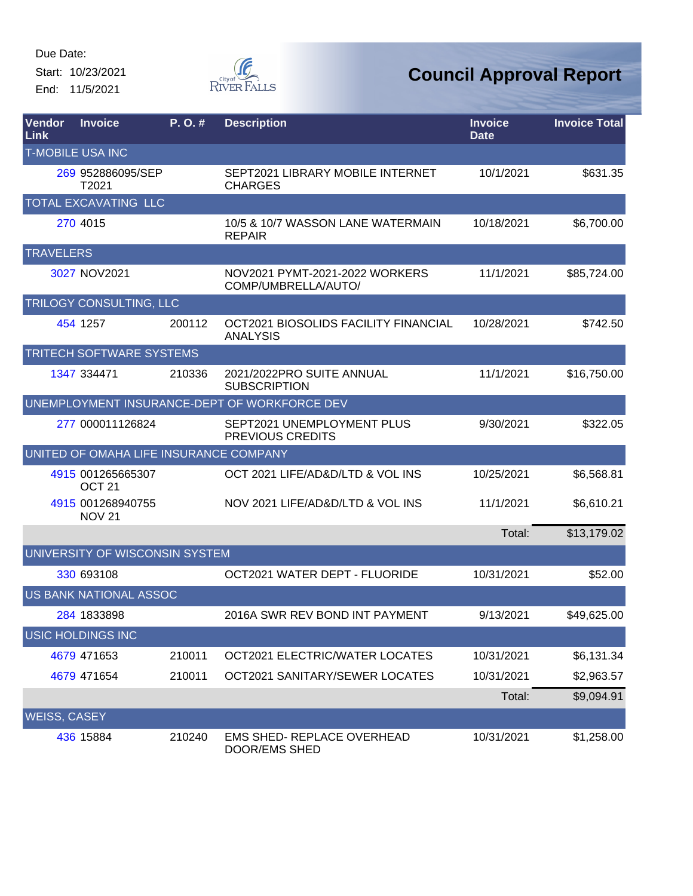Due Date:
Start: 10/23/2021
End: 11/5/2021

# Council Approval Report

| Vendor Link | Invoice | P. O. # | Description | Invoice Date | Invoice Total |
|---|---|---|---|---|---|
| T-MOBILE USA INC | | | | | |
| 269 | 952886095/SEPT2021 | | SEPT2021 LIBRARY MOBILE INTERNET CHARGES | 10/1/2021 | $631.35 |
| TOTAL EXCAVATING LLC | | | | | |
| 270 | 4015 | | 10/5 & 10/7 WASSON LANE WATERMAIN REPAIR | 10/18/2021 | $6,700.00 |
| TRAVELERS | | | | | |
| 3027 | NOV2021 | | NOV2021 PYMT-2021-2022 WORKERS COMP/UMBRELLA/AUTO/ | 11/1/2021 | $85,724.00 |
| TRILOGY CONSULTING, LLC | | | | | |
| 454 | 1257 | 200112 | OCT2021 BIOSOLIDS FACILITY FINANCIAL ANALYSIS | 10/28/2021 | $742.50 |
| TRITECH SOFTWARE SYSTEMS | | | | | |
| 1347 | 334471 | 210336 | 2021/2022PRO SUITE ANNUAL SUBSCRIPTION | 11/1/2021 | $16,750.00 |
| UNEMPLOYMENT INSURANCE-DEPT OF WORKFORCE DEV | | | | | |
| 277 | 000011126824 | | SEPT2021 UNEMPLOYMENT PLUS PREVIOUS CREDITS | 9/30/2021 | $322.05 |
| UNITED OF OMAHA LIFE INSURANCE COMPANY | | | | | |
| 4915 | 001265665307 OCT 21 | | OCT 2021 LIFE/AD&D/LTD & VOL INS | 10/25/2021 | $6,568.81 |
| 4915 | 001268940755 NOV 21 | | NOV 2021 LIFE/AD&D/LTD & VOL INS | 11/1/2021 | $6,610.21 |
| | | | | Total: | $13,179.02 |
| UNIVERSITY OF WISCONSIN SYSTEM | | | | | |
| 330 | 693108 | | OCT2021 WATER DEPT - FLUORIDE | 10/31/2021 | $52.00 |
| US BANK NATIONAL ASSOC | | | | | |
| 284 | 1833898 | | 2016A SWR REV BOND INT PAYMENT | 9/13/2021 | $49,625.00 |
| USIC HOLDINGS INC | | | | | |
| 4679 | 471653 | 210011 | OCT2021 ELECTRIC/WATER LOCATES | 10/31/2021 | $6,131.34 |
| 4679 | 471654 | 210011 | OCT2021 SANITARY/SEWER LOCATES | 10/31/2021 | $2,963.57 |
| | | | | Total: | $9,094.91 |
| WEISS, CASEY | | | | | |
| 436 | 15884 | 210240 | EMS SHED- REPLACE OVERHEAD DOOR/EMS SHED | 10/31/2021 | $1,258.00 |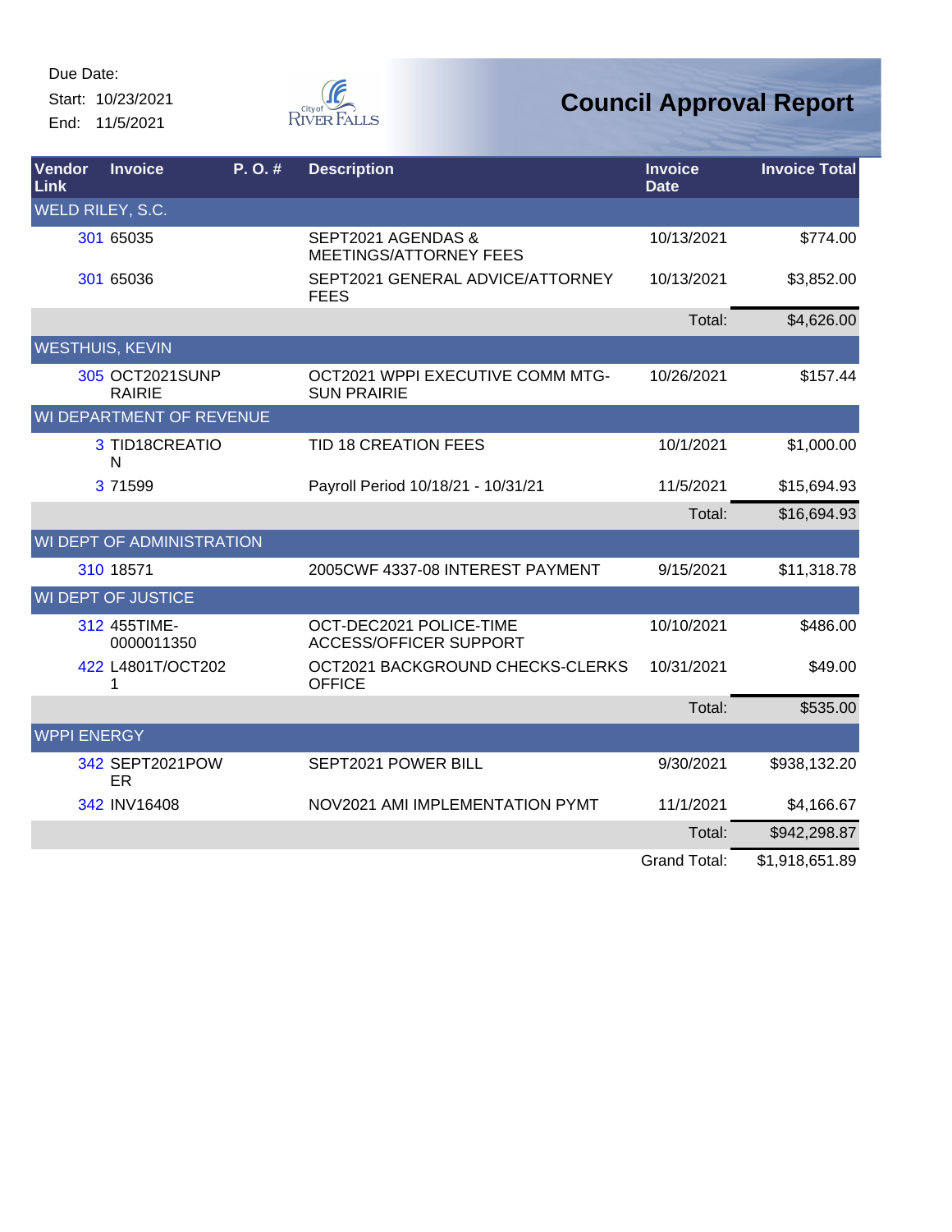Due Date:
Start: 10/23/2021
End: 11/5/2021

# Council Approval Report

| Vendor Link | Invoice | P. O. # | Description | Invoice Date | Invoice Total |
|---|---|---|---|---|---|
| WELD RILEY, S.C. | | | | | |
| 301 | 65035 | | SEPT2021 AGENDAS & MEETINGS/ATTORNEY FEES | 10/13/2021 | $774.00 |
| 301 | 65036 | | SEPT2021 GENERAL ADVICE/ATTORNEY FEES | 10/13/2021 | $3,852.00 |
| | | | | Total: | $4,626.00 |
| WESTHUIS, KEVIN | | | | | |
| 305 | OCT2021SUNPRAIRIE | | OCT2021 WPPI EXECUTIVE COMM MTG-SUN PRAIRIE | 10/26/2021 | $157.44 |
| WI DEPARTMENT OF REVENUE | | | | | |
| 3 | TID18CREATION | | TID 18 CREATION FEES | 10/1/2021 | $1,000.00 |
| 3 | 71599 | | Payroll Period 10/18/21 - 10/31/21 | 11/5/2021 | $15,694.93 |
| | | | | Total: | $16,694.93 |
| WI DEPT OF ADMINISTRATION | | | | | |
| 310 | 18571 | | 2005CWF 4337-08 INTEREST PAYMENT | 9/15/2021 | $11,318.78 |
| WI DEPT OF JUSTICE | | | | | |
| 312 | 455TIME-0000011350 | | OCT-DEC2021 POLICE-TIME ACCESS/OFFICER SUPPORT | 10/10/2021 | $486.00 |
| 422 | L4801T/OCT2021 | | OCT2021 BACKGROUND CHECKS-CLERKS OFFICE | 10/31/2021 | $49.00 |
| | | | | Total: | $535.00 |
| WPPI ENERGY | | | | | |
| 342 | SEPT2021POWER | | SEPT2021 POWER BILL | 9/30/2021 | $938,132.20 |
| 342 | INV16408 | | NOV2021 AMI IMPLEMENTATION PYMT | 11/1/2021 | $4,166.67 |
| | | | | Total: | $942,298.87 |
| | | | | Grand Total: | $1,918,651.89 |